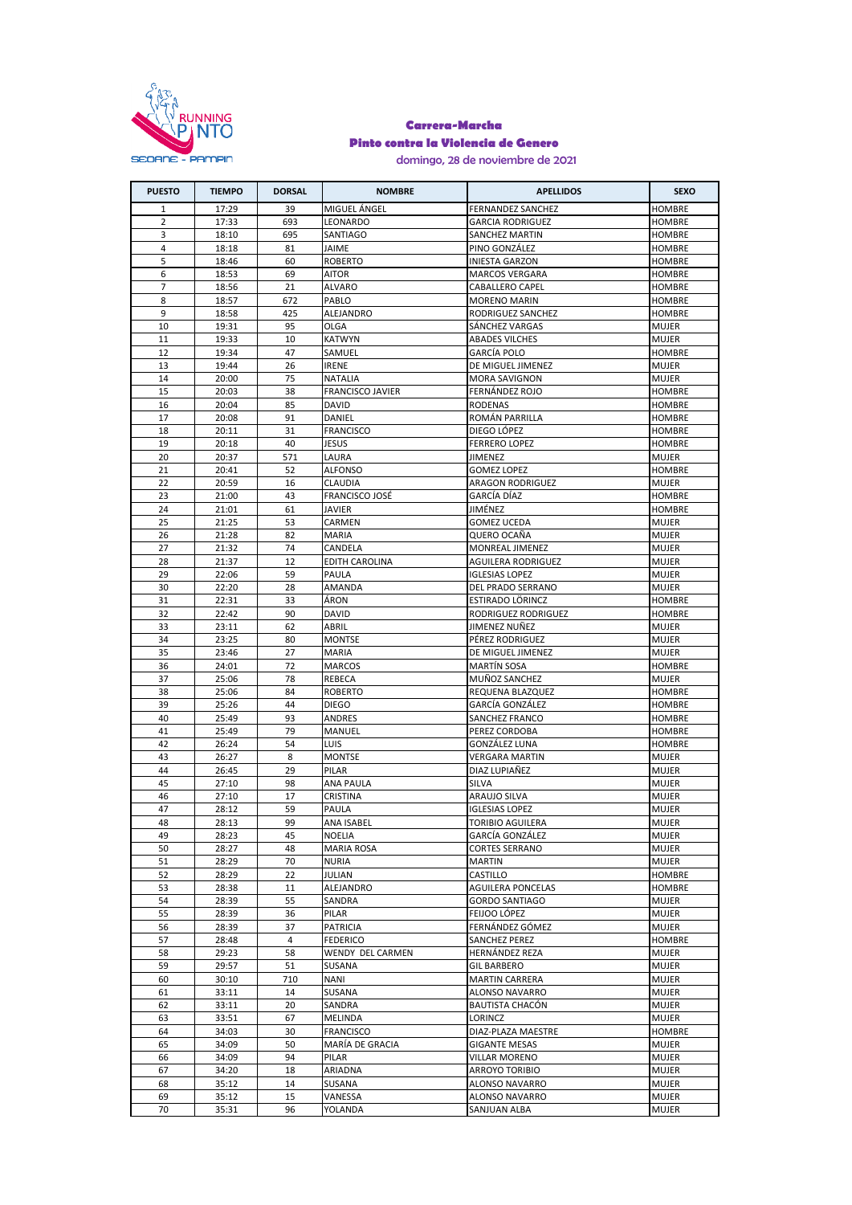# Carrera-Marcha

## Pinto contra la Violencia de Genero

domingo, 28 de noviembre de 2021

| PUESTO | TIEMPO | DORSAL | NOMBRE | APELLIDOS | SEXO |
|---|---|---|---|---|---|
| 1 | 17:29 | 39 | MIGUEL ÁNGEL | FERNANDEZ SANCHEZ | HOMBRE |
| 2 | 17:33 | 693 | LEONARDO | GARCIA RODRIGUEZ | HOMBRE |
| 3 | 18:10 | 695 | SANTIAGO | SANCHEZ MARTIN | HOMBRE |
| 4 | 18:18 | 81 | JAIME | PINO GONZÁLEZ | HOMBRE |
| 5 | 18:46 | 60 | ROBERTO | INIESTA GARZON | HOMBRE |
| 6 | 18:53 | 69 | AITOR | MARCOS VERGARA | HOMBRE |
| 7 | 18:56 | 21 | ALVARO | CABALLERO CAPEL | HOMBRE |
| 8 | 18:57 | 672 | PABLO | MORENO MARIN | HOMBRE |
| 9 | 18:58 | 425 | ALEJANDRO | RODRIGUEZ SANCHEZ | HOMBRE |
| 10 | 19:31 | 95 | OLGA | SÁNCHEZ VARGAS | MUJER |
| 11 | 19:33 | 10 | KATWYN | ABADES VILCHES | MUJER |
| 12 | 19:34 | 47 | SAMUEL | GARCÍA POLO | HOMBRE |
| 13 | 19:44 | 26 | IRENE | DE MIGUEL JIMENEZ | MUJER |
| 14 | 20:00 | 75 | NATALIA | MORA SAVIGNON | MUJER |
| 15 | 20:03 | 38 | FRANCISCO JAVIER | FERNÁNDEZ ROJO | HOMBRE |
| 16 | 20:04 | 85 | DAVID | RODENAS | HOMBRE |
| 17 | 20:08 | 91 | DANIEL | ROMÁN PARRILLA | HOMBRE |
| 18 | 20:11 | 31 | FRANCISCO | DIEGO LÓPEZ | HOMBRE |
| 19 | 20:18 | 40 | JESUS | FERRERO LOPEZ | HOMBRE |
| 20 | 20:37 | 571 | LAURA | JIMENEZ | MUJER |
| 21 | 20:41 | 52 | ALFONSO | GOMEZ LOPEZ | HOMBRE |
| 22 | 20:59 | 16 | CLAUDIA | ARAGON RODRIGUEZ | MUJER |
| 23 | 21:00 | 43 | FRANCISCO JOSÉ | GARCÍA DÍAZ | HOMBRE |
| 24 | 21:01 | 61 | JAVIER | JIMÉNEZ | HOMBRE |
| 25 | 21:25 | 53 | CARMEN | GOMEZ UCEDA | MUJER |
| 26 | 21:28 | 82 | MARIA | QUERO OCAÑA | MUJER |
| 27 | 21:32 | 74 | CANDELA | MONREAL JIMENEZ | MUJER |
| 28 | 21:37 | 12 | EDITH CAROLINA | AGUILERA RODRIGUEZ | MUJER |
| 29 | 22:06 | 59 | PAULA | IGLESIAS LOPEZ | MUJER |
| 30 | 22:20 | 28 | AMANDA | DEL PRADO SERRANO | MUJER |
| 31 | 22:31 | 33 | ÁRON | ESTIRADO LÓRINCZ | HOMBRE |
| 32 | 22:42 | 90 | DAVID | RODRIGUEZ RODRIGUEZ | HOMBRE |
| 33 | 23:11 | 62 | ABRIL | JIMENEZ NUÑEZ | MUJER |
| 34 | 23:25 | 80 | MONTSE | PÉREZ RODRIGUEZ | MUJER |
| 35 | 23:46 | 27 | MARIA | DE MIGUEL JIMENEZ | MUJER |
| 36 | 24:01 | 72 | MARCOS | MARTÍN SOSA | HOMBRE |
| 37 | 25:06 | 78 | REBECA | MUÑOZ SANCHEZ | MUJER |
| 38 | 25:06 | 84 | ROBERTO | REQUENA BLAZQUEZ | HOMBRE |
| 39 | 25:26 | 44 | DIEGO | GARCÍA GONZÁLEZ | HOMBRE |
| 40 | 25:49 | 93 | ANDRES | SANCHEZ FRANCO | HOMBRE |
| 41 | 25:49 | 79 | MANUEL | PEREZ CORDOBA | HOMBRE |
| 42 | 26:24 | 54 | LUIS | GONZÁLEZ LUNA | HOMBRE |
| 43 | 26:27 | 8 | MONTSE | VERGARA MARTIN | MUJER |
| 44 | 26:45 | 29 | PILAR | DIAZ LUPIAÑEZ | MUJER |
| 45 | 27:10 | 98 | ANA PAULA | SILVA | MUJER |
| 46 | 27:10 | 17 | CRISTINA | ARAUJO SILVA | MUJER |
| 47 | 28:12 | 59 | PAULA | IGLESIAS LOPEZ | MUJER |
| 48 | 28:13 | 99 | ANA ISABEL | TORIBIO AGUILERA | MUJER |
| 49 | 28:23 | 45 | NOELIA | GARCÍA GONZÁLEZ | MUJER |
| 50 | 28:27 | 48 | MARIA ROSA | CORTES SERRANO | MUJER |
| 51 | 28:29 | 70 | NURIA | MARTIN | MUJER |
| 52 | 28:29 | 22 | JULIAN | CASTILLO | HOMBRE |
| 53 | 28:38 | 11 | ALEJANDRO | AGUILERA PONCELAS | HOMBRE |
| 54 | 28:39 | 55 | SANDRA | GORDO SANTIAGO | MUJER |
| 55 | 28:39 | 36 | PILAR | FEIJOO LÓPEZ | MUJER |
| 56 | 28:39 | 37 | PATRICIA | FERNÁNDEZ GÓMEZ | MUJER |
| 57 | 28:48 | 4 | FEDERICO | SANCHEZ PEREZ | HOMBRE |
| 58 | 29:23 | 58 | WENDY DEL CARMEN | HERNÁNDEZ REZA | MUJER |
| 59 | 29:57 | 51 | SUSANA | GIL BARBERO | MUJER |
| 60 | 30:10 | 710 | NANI | MARTIN CARRERA | MUJER |
| 61 | 33:11 | 14 | SUSANA | ALONSO NAVARRO | MUJER |
| 62 | 33:11 | 20 | SANDRA | BAUTISTA CHACÓN | MUJER |
| 63 | 33:51 | 67 | MELINDA | LORINCZ | MUJER |
| 64 | 34:03 | 30 | FRANCISCO | DIAZ-PLAZA MAESTRE | HOMBRE |
| 65 | 34:09 | 50 | MARÍA DE GRACIA | GIGANTE MESAS | MUJER |
| 66 | 34:09 | 94 | PILAR | VILLAR MORENO | MUJER |
| 67 | 34:20 | 18 | ARIADNA | ARROYO TORIBIO | MUJER |
| 68 | 35:12 | 14 | SUSANA | ALONSO NAVARRO | MUJER |
| 69 | 35:12 | 15 | VANESSA | ALONSO NAVARRO | MUJER |
| 70 | 35:31 | 96 | YOLANDA | SANJUAN ALBA | MUJER |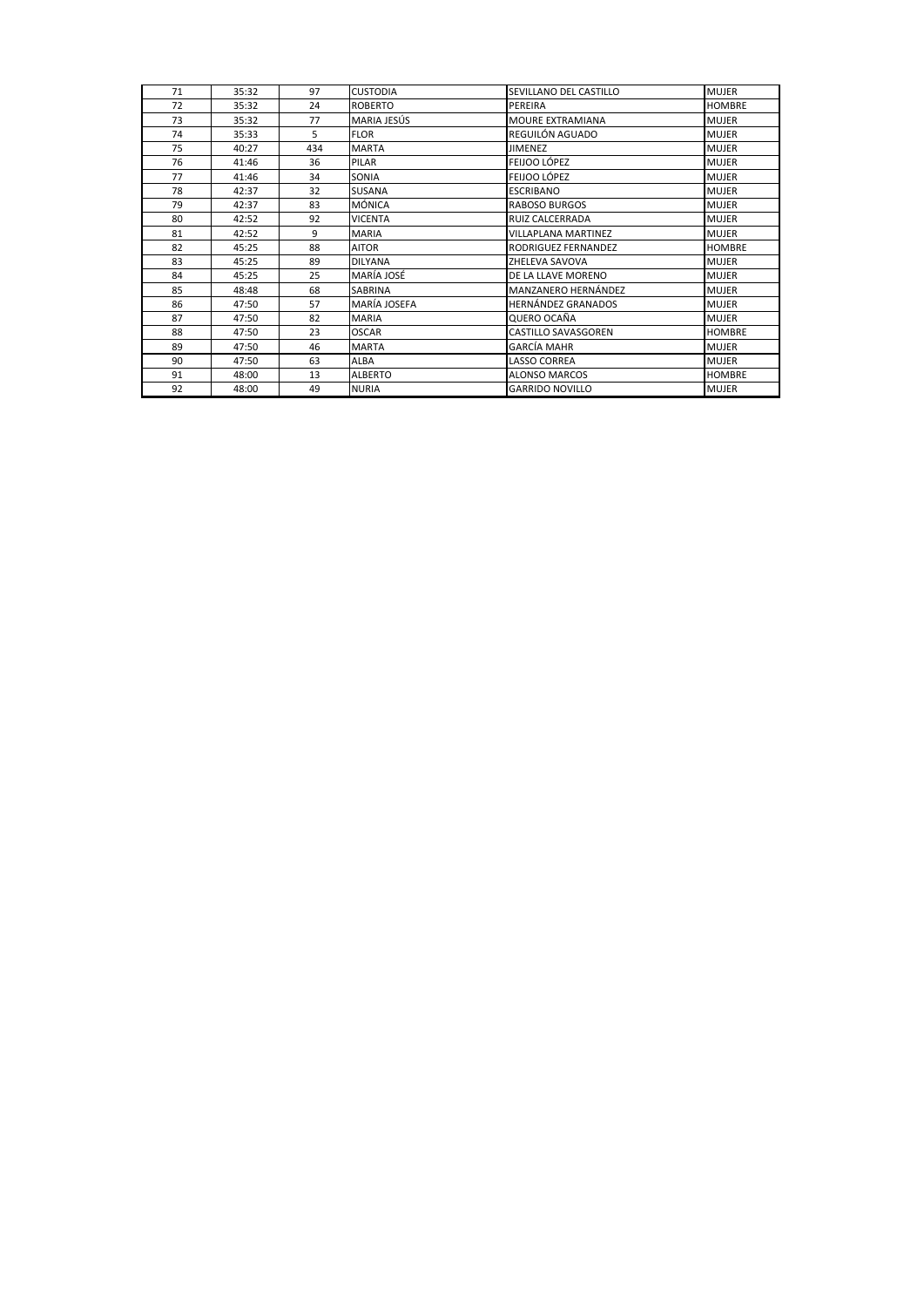| | | | | | |
|---|---|---|---|---|---|
| 71 | 35:32 | 97 | CUSTODIA | SEVILLANO DEL CASTILLO | MUJER |
| 72 | 35:32 | 24 | ROBERTO | PEREIRA | HOMBRE |
| 73 | 35:32 | 77 | MARIA JESÚS | MOURE EXTRAMIANA | MUJER |
| 74 | 35:33 | 5 | FLOR | REGUILÓN AGUADO | MUJER |
| 75 | 40:27 | 434 | MARTA | JIMENEZ | MUJER |
| 76 | 41:46 | 36 | PILAR | FEIJOO LÓPEZ | MUJER |
| 77 | 41:46 | 34 | SONIA | FEIJOO LÓPEZ | MUJER |
| 78 | 42:37 | 32 | SUSANA | ESCRIBANO | MUJER |
| 79 | 42:37 | 83 | MÓNICA | RABOSO BURGOS | MUJER |
| 80 | 42:52 | 92 | VICENTA | RUIZ CALCERRADA | MUJER |
| 81 | 42:52 | 9 | MARIA | VILLAPLANA MARTINEZ | MUJER |
| 82 | 45:25 | 88 | AITOR | RODRIGUEZ FERNANDEZ | HOMBRE |
| 83 | 45:25 | 89 | DILYANA | ZHELEVA SAVOVA | MUJER |
| 84 | 45:25 | 25 | MARÍA JOSÉ | DE LA LLAVE MORENO | MUJER |
| 85 | 48:48 | 68 | SABRINA | MANZANERO HERNÁNDEZ | MUJER |
| 86 | 47:50 | 57 | MARÍA JOSEFA | HERNÁNDEZ GRANADOS | MUJER |
| 87 | 47:50 | 82 | MARIA | QUERO OCAÑA | MUJER |
| 88 | 47:50 | 23 | OSCAR | CASTILLO SAVASGOREN | HOMBRE |
| 89 | 47:50 | 46 | MARTA | GARCÍA MAHR | MUJER |
| 90 | 47:50 | 63 | ALBA | LASSO CORREA | MUJER |
| 91 | 48:00 | 13 | ALBERTO | ALONSO MARCOS | HOMBRE |
| 92 | 48:00 | 49 | NURIA | GARRIDO NOVILLO | MUJER |